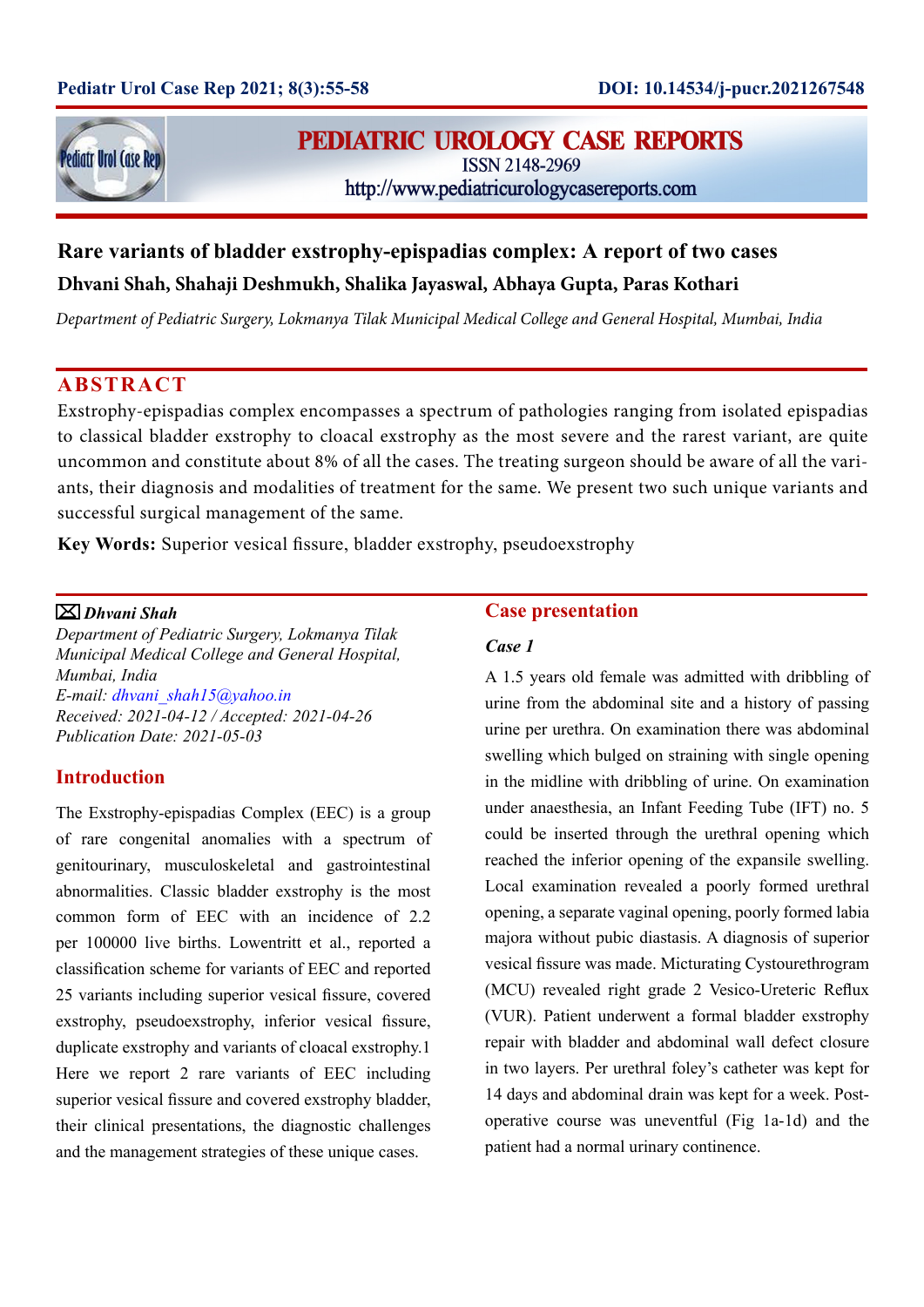# Rare variants of bladder exstrophy-epispadias complex: A report of two cases

**Dhvani Shah, Shahaji Deshmukh, Shalika Jayaswal, Abhaya Gupta, Paras Kothari**

*Department of Pediatric Surgery, Lokmanya Tilak Municipal Medical College and General Hospital, Mumbai, India*

## ABSTRACT

Exstrophy-epispadias complex encompasses a spectrum of pathologies ranging from isolated epispadias to classical bladder exstrophy to cloacal exstrophy as the most severe and the rarest variant, are quite uncommon and constitute about 8% of all the cases. The treating surgeon should be aware of all the variants, their diagnosis and modalities of treatment for the same. We present two such unique variants and successful surgical management of the same.

**Key Words:** Superior vesical fissure, bladder exstrophy, pseudoexstrophy

*Dhvani Shah*
*Department of Pediatric Surgery, Lokmanya Tilak Municipal Medical College and General Hospital, Mumbai, India*
*E-mail: dhvani_shah15@yahoo.in*
*Received: 2021-04-12 / Accepted: 2021-04-26*
*Publication Date: 2021-05-03*

## Introduction

The Exstrophy-epispadias Complex (EEC) is a group of rare congenital anomalies with a spectrum of genitourinary, musculoskeletal and gastrointestinal abnormalities. Classic bladder exstrophy is the most common form of EEC with an incidence of 2.2 per 100000 live births. Lowentritt et al., reported a classification scheme for variants of EEC and reported 25 variants including superior vesical fissure, covered exstrophy, pseudoexstrophy, inferior vesical fissure, duplicate exstrophy and variants of cloacal exstrophy.[1] Here we report 2 rare variants of EEC including superior vesical fissure and covered exstrophy bladder, their clinical presentations, the diagnostic challenges and the management strategies of these unique cases.

## Case presentation

### Case 1

A 1.5 years old female was admitted with dribbling of urine from the abdominal site and a history of passing urine per urethra. On examination there was abdominal swelling which bulged on straining with single opening in the midline with dribbling of urine. On examination under anaesthesia, an Infant Feeding Tube (IFT) no. 5 could be inserted through the urethral opening which reached the inferior opening of the expansile swelling. Local examination revealed a poorly formed urethral opening, a separate vaginal opening, poorly formed labia majora without pubic diastasis. A diagnosis of superior vesical fissure was made. Micturating Cystourethrogram (MCU) revealed right grade 2 Vesico-Ureteric Reflux (VUR). Patient underwent a formal bladder exstrophy repair with bladder and abdominal wall defect closure in two layers. Per urethral foley's catheter was kept for 14 days and abdominal drain was kept for a week. Post-operative course was uneventful (Fig 1a-1d) and the patient had a normal urinary continence.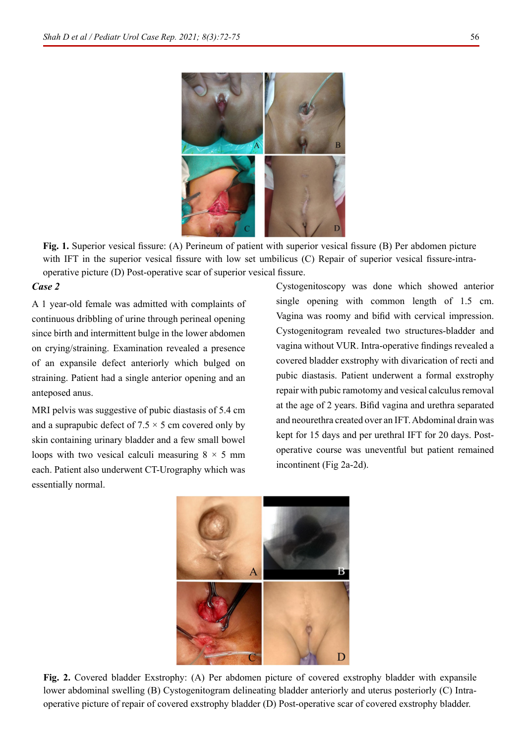Fig. 1. Superior vesical fissure: (A) Perineum of patient with superior vesical fissure (B) Per abdomen picture with IFT in the superior vesical fissure with low set umbilicus (C) Repair of superior vesical fissure-intra-operative picture (D) Post-operative scar of superior vesical fissure.

### *Case 2*

A 1 year-old female was admitted with complaints of continuous dribbling of urine through perineal opening since birth and intermittent bulge in the lower abdomen on crying/straining. Examination revealed a presence of an expansile defect anteriorly which bulged on straining. Patient had a single anterior opening and an anteposed anus.

MRI pelvis was suggestive of pubic diastasis of 5.4 cm and a suprapubic defect of 7.5 × 5 cm covered only by skin containing urinary bladder and a few small bowel loops with two vesical calculi measuring 8 × 5 mm each. Patient also underwent CT-Urography which was essentially normal.

Cystogenitoscopy was done which showed anterior single opening with common length of 1.5 cm. Vagina was roomy and bifid with cervical impression. Cystogenitogram revealed two structures-bladder and vagina without VUR. Intra-operative findings revealed a covered bladder exstrophy with divarication of recti and pubic diastasis. Patient underwent a formal exstrophy repair with pubic ramotomy and vesical calculus removal at the age of 2 years. Bifid vagina and urethra separated and neourethra created over an IFT. Abdominal drain was kept for 15 days and per urethral IFT for 20 days. Post-operative course was uneventful but patient remained incontinent (Fig 2a-2d).

Fig. 2. Covered bladder Exstrophy: (A) Per abdomen picture of covered exstrophy bladder with expansile lower abdominal swelling (B) Cystogenitogram delineating bladder anteriorly and uterus posteriorly (C) Intra-operative picture of repair of covered exstrophy bladder (D) Post-operative scar of covered exstrophy bladder.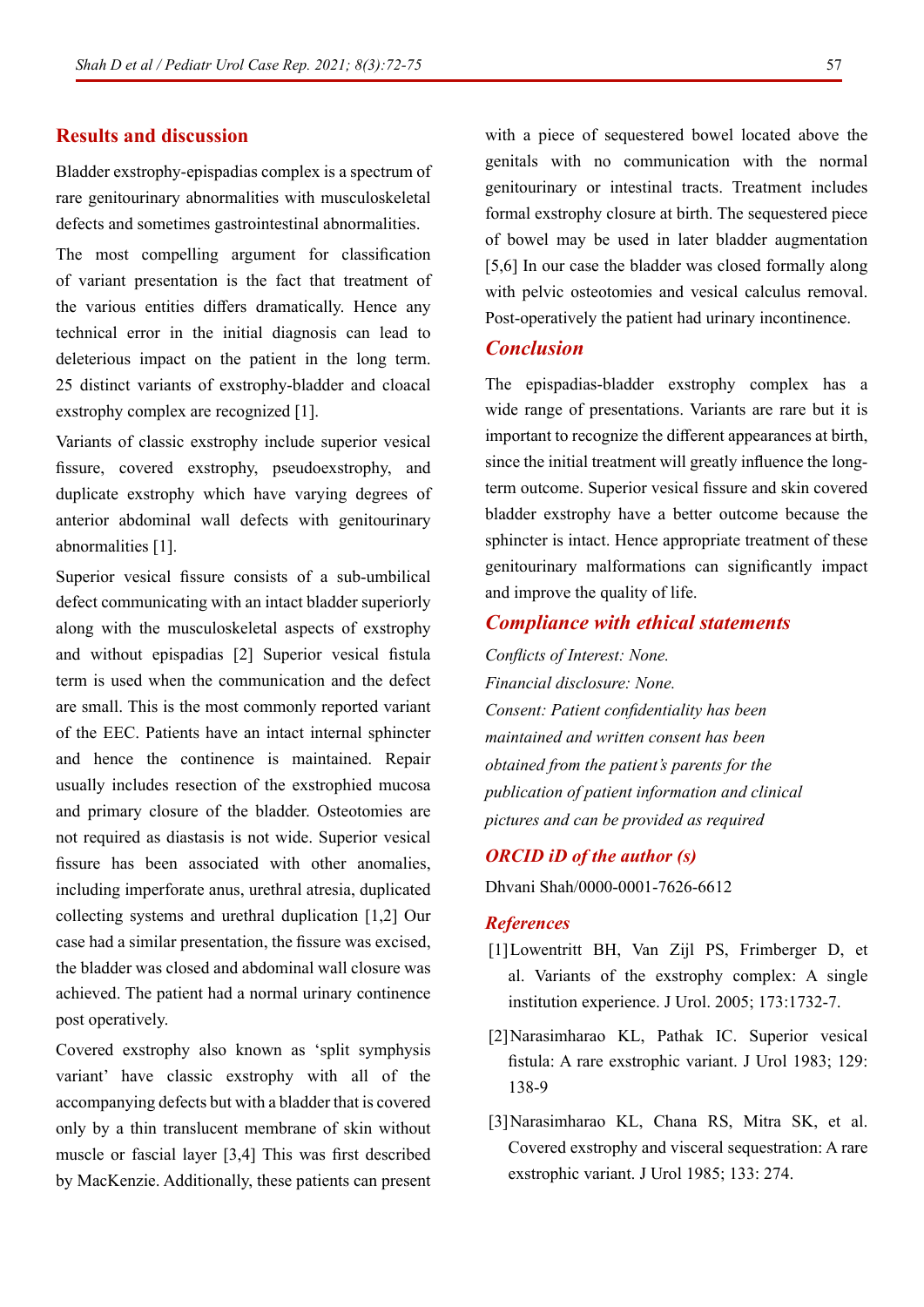## Results and discussion

Bladder exstrophy-epispadias complex is a spectrum of rare genitourinary abnormalities with musculoskeletal defects and sometimes gastrointestinal abnormalities.

The most compelling argument for classification of variant presentation is the fact that treatment of the various entities differs dramatically. Hence any technical error in the initial diagnosis can lead to deleterious impact on the patient in the long term. 25 distinct variants of exstrophy-bladder and cloacal exstrophy complex are recognized [1].

Variants of classic exstrophy include superior vesical fissure, covered exstrophy, pseudoexstrophy, and duplicate exstrophy which have varying degrees of anterior abdominal wall defects with genitourinary abnormalities [1].

Superior vesical fissure consists of a sub-umbilical defect communicating with an intact bladder superiorly along with the musculoskeletal aspects of exstrophy and without epispadias [2] Superior vesical fistula term is used when the communication and the defect are small. This is the most commonly reported variant of the EEC. Patients have an intact internal sphincter and hence the continence is maintained. Repair usually includes resection of the exstrophied mucosa and primary closure of the bladder. Osteotomies are not required as diastasis is not wide. Superior vesical fissure has been associated with other anomalies, including imperforate anus, urethral atresia, duplicated collecting systems and urethral duplication [1,2] Our case had a similar presentation, the fissure was excised, the bladder was closed and abdominal wall closure was achieved. The patient had a normal urinary continence post operatively.

Covered exstrophy also known as 'split symphysis variant' have classic exstrophy with all of the accompanying defects but with a bladder that is covered only by a thin translucent membrane of skin without muscle or fascial layer [3,4] This was first described by MacKenzie. Additionally, these patients can present with a piece of sequestered bowel located above the genitals with no communication with the normal genitourinary or intestinal tracts. Treatment includes formal exstrophy closure at birth. The sequestered piece of bowel may be used in later bladder augmentation [5,6] In our case the bladder was closed formally along with pelvic osteotomies and vesical calculus removal. Post-operatively the patient had urinary incontinence.

## Conclusion

The epispadias-bladder exstrophy complex has a wide range of presentations. Variants are rare but it is important to recognize the different appearances at birth, since the initial treatment will greatly influence the long-term outcome. Superior vesical fissure and skin covered bladder exstrophy have a better outcome because the sphincter is intact. Hence appropriate treatment of these genitourinary malformations can significantly impact and improve the quality of life.

## Compliance with ethical statements

*Conflicts of Interest: None.*

*Financial disclosure: None.*

*Consent: Patient confidentiality has been maintained and written consent has been obtained from the patient's parents for the publication of patient information and clinical pictures and can be provided as required*

## ORCID iD of the author (s)

Dhvani Shah/0000-0001-7626-6612

## References

[1] Lowentritt BH, Van Zijl PS, Frimberger D, et al. Variants of the exstrophy complex: A single institution experience. J Urol. 2005; 173:1732-7.

[2] Narasimharao KL, Pathak IC. Superior vesical fistula: A rare exstrophic variant. J Urol 1983; 129: 138-9

[3] Narasimharao KL, Chana RS, Mitra SK, et al. Covered exstrophy and visceral sequestration: A rare exstrophic variant. J Urol 1985; 133: 274.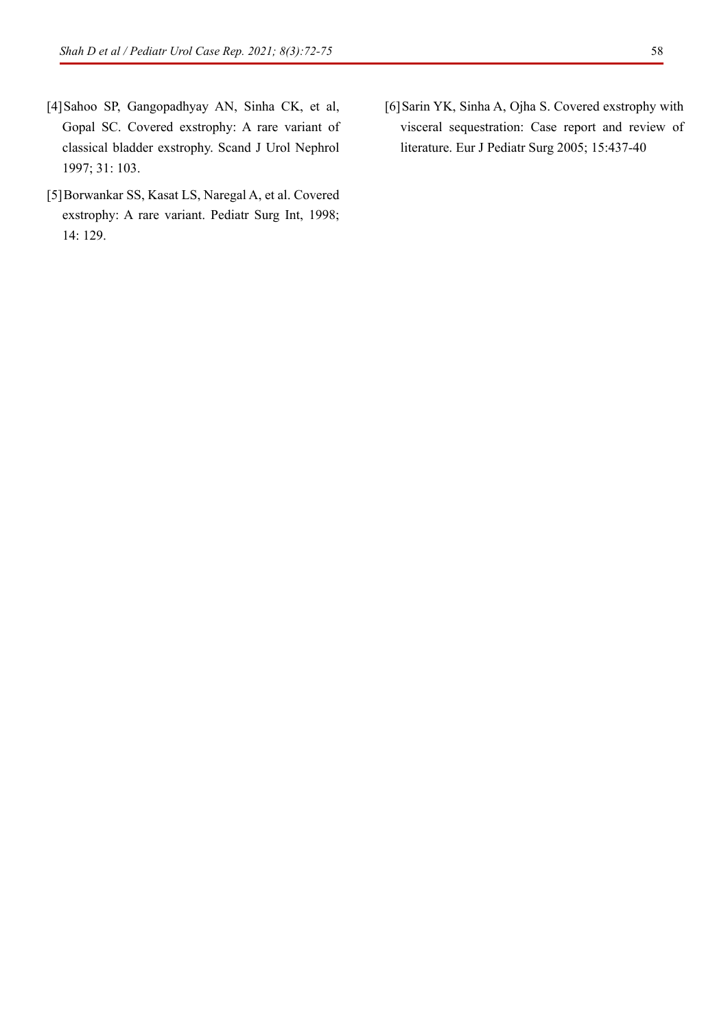[4] Sahoo SP, Gangopadhyay AN, Sinha CK, et al, Gopal SC. Covered exstrophy: A rare variant of classical bladder exstrophy. Scand J Urol Nephrol 1997; 31: 103.

[5] Borwankar SS, Kasat LS, Naregal A, et al. Covered exstrophy: A rare variant. Pediatr Surg Int, 1998; 14: 129.

[6] Sarin YK, Sinha A, Ojha S. Covered exstrophy with visceral sequestration: Case report and review of literature. Eur J Pediatr Surg 2005; 15:437-40